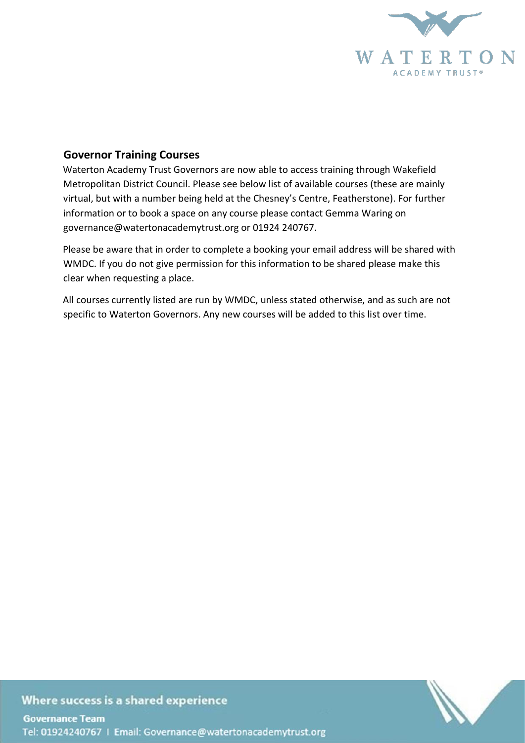## Governor Training Courses

Waterton Academy Trust Governors are now able to access training through Wakefield Metropolitan District Council. Please see below list of available courses (these are mainly virtual, but with a number being held at the Chesney's Centre, Featherstone). For further information or to book a space on any course please contact Gemma Waring on governance@watertonacademytrust.org or 01924 240767.

Please be aware that in order to complete a booking your email address will be shared with WMDC. If you do not give permission for this information to be shared please make this clear when requesting a place.

All courses currently listed are run by WMDC, unless stated otherwise, and as such are not specific to Waterton Governors. Any new courses will be added to this list over time.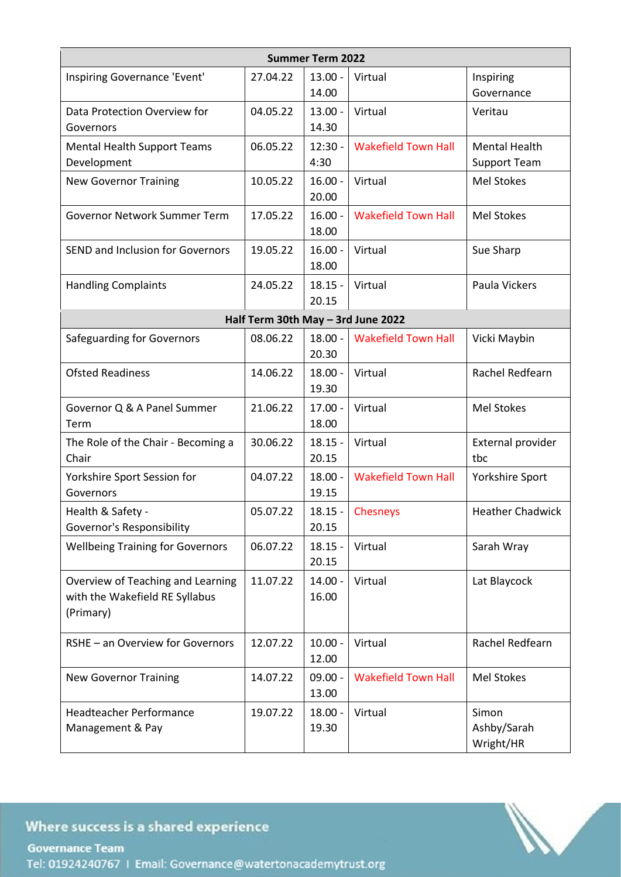| Summer Term 2022 | | | | |
|---|---|---|---|---|
| Inspiring Governance 'Event' | 27.04.22 | 13.00 - 14.00 | Virtual | Inspiring Governance |
| Data Protection Overview for Governors | 04.05.22 | 13.00 - 14.30 | Virtual | Veritau |
| Mental Health Support Teams Development | 06.05.22 | 12:30 - 4:30 | Wakefield Town Hall | Mental Health Support Team |
| New Governor Training | 10.05.22 | 16.00 - 20.00 | Virtual | Mel Stokes |
| Governor Network Summer Term | 17.05.22 | 16.00 - 18.00 | Wakefield Town Hall | Mel Stokes |
| SEND and Inclusion for Governors | 19.05.22 | 16.00 - 18.00 | Virtual | Sue Sharp |
| Handling Complaints | 24.05.22 | 18.15 - 20.15 | Virtual | Paula Vickers |
| **Half Term 30th May – 3rd June 2022** | | | | |
| Safeguarding for Governors | 08.06.22 | 18.00 - 20.30 | Wakefield Town Hall | Vicki Maybin |
| Ofsted Readiness | 14.06.22 | 18.00 - 19.30 | Virtual | Rachel Redfearn |
| Governor Q & A Panel Summer Term | 21.06.22 | 17.00 - 18.00 | Virtual | Mel Stokes |
| The Role of the Chair - Becoming a Chair | 30.06.22 | 18.15 - 20.15 | Virtual | External provider tbc |
| Yorkshire Sport Session for Governors | 04.07.22 | 18.00 - 19.15 | Wakefield Town Hall | Yorkshire Sport |
| Health & Safety - Governor's Responsibility | 05.07.22 | 18.15 - 20.15 | Chesneys | Heather Chadwick |
| Wellbeing Training for Governors | 06.07.22 | 18.15 - 20.15 | Virtual | Sarah Wray |
| Overview of Teaching and Learning with the Wakefield RE Syllabus (Primary) | 11.07.22 | 14.00 - 16.00 | Virtual | Lat Blaycock |
| RSHE – an Overview for Governors | 12.07.22 | 10.00 - 12.00 | Virtual | Rachel Redfearn |
| New Governor Training | 14.07.22 | 09.00 - 13.00 | Wakefield Town Hall | Mel Stokes |
| Headteacher Performance Management & Pay | 19.07.22 | 18.00 - 19.30 | Virtual | Simon Ashby/Sarah Wright/HR |

Where success is a shared experience

Governance Team

Tel: 01924240767 I Email: Governance@watertonacademytrust.org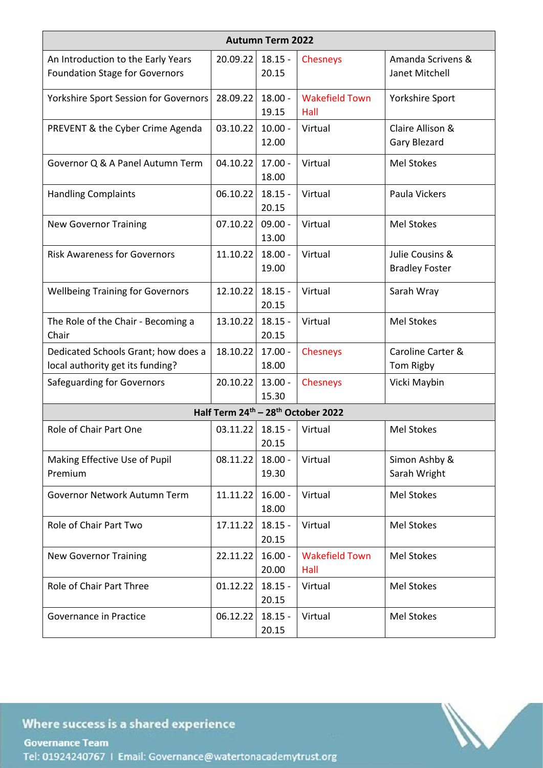| Autumn Term 2022 | | | | |
|---|---|---|---|---|
| An Introduction to the Early Years Foundation Stage for Governors | 20.09.22 | 18.15 - 20.15 | Chesneys | Amanda Scrivens & Janet Mitchell |
| Yorkshire Sport Session for Governors | 28.09.22 | 18.00 - 19.15 | Wakefield Town Hall | Yorkshire Sport |
| PREVENT & the Cyber Crime Agenda | 03.10.22 | 10.00 - 12.00 | Virtual | Claire Allison & Gary Blezard |
| Governor Q & A Panel Autumn Term | 04.10.22 | 17.00 - 18.00 | Virtual | Mel Stokes |
| Handling Complaints | 06.10.22 | 18.15 - 20.15 | Virtual | Paula Vickers |
| New Governor Training | 07.10.22 | 09.00 - 13.00 | Virtual | Mel Stokes |
| Risk Awareness for Governors | 11.10.22 | 18.00 - 19.00 | Virtual | Julie Cousins & Bradley Foster |
| Wellbeing Training for Governors | 12.10.22 | 18.15 - 20.15 | Virtual | Sarah Wray |
| The Role of the Chair - Becoming a Chair | 13.10.22 | 18.15 - 20.15 | Virtual | Mel Stokes |
| Dedicated Schools Grant; how does a local authority get its funding? | 18.10.22 | 17.00 - 18.00 | Chesneys | Caroline Carter & Tom Rigby |
| Safeguarding for Governors | 20.10.22 | 13.00 - 15.30 | Chesneys | Vicki Maybin |
| **Half Term 24th – 28th October 2022** | | | | |
| Role of Chair Part One | 03.11.22 | 18.15 - 20.15 | Virtual | Mel Stokes |
| Making Effective Use of Pupil Premium | 08.11.22 | 18.00 - 19.30 | Virtual | Simon Ashby & Sarah Wright |
| Governor Network Autumn Term | 11.11.22 | 16.00 - 18.00 | Virtual | Mel Stokes |
| Role of Chair Part Two | 17.11.22 | 18.15 - 20.15 | Virtual | Mel Stokes |
| New Governor Training | 22.11.22 | 16.00 - 20.00 | Wakefield Town Hall | Mel Stokes |
| Role of Chair Part Three | 01.12.22 | 18.15 - 20.15 | Virtual | Mel Stokes |
| Governance in Practice | 06.12.22 | 18.15 - 20.15 | Virtual | Mel Stokes |

Where success is a shared experience

Governance Team

Tel: 01924240767 I Email: Governance@watertonacademytrust.org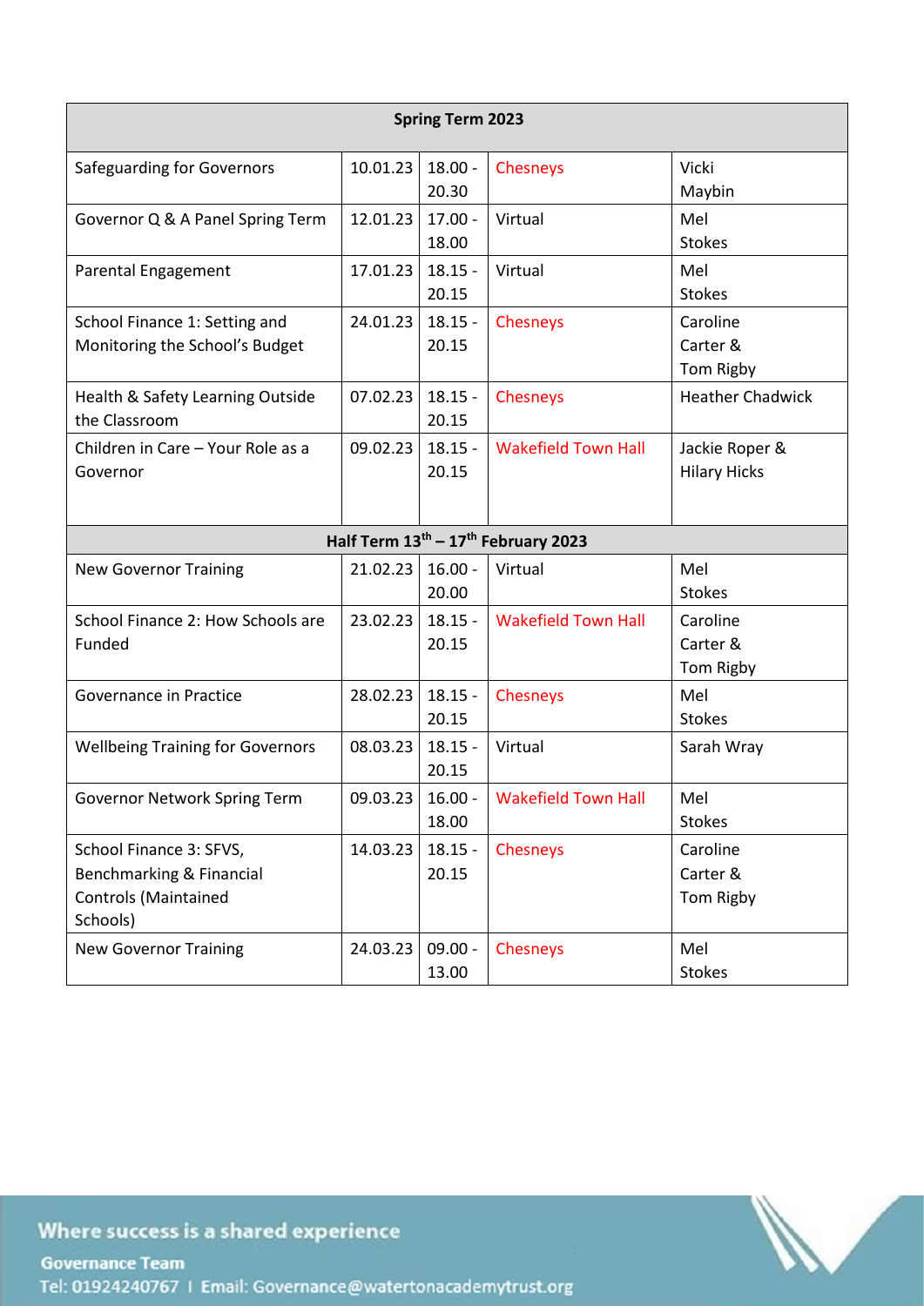| Spring Term 2023 | | | | |
|---|---|---|---|---|
| Safeguarding for Governors | 10.01.23 | 18.00 - 20.30 | Chesneys | Vicki Maybin |
| Governor Q & A Panel Spring Term | 12.01.23 | 17.00 - 18.00 | Virtual | Mel Stokes |
| Parental Engagement | 17.01.23 | 18.15 - 20.15 | Virtual | Mel Stokes |
| School Finance 1: Setting and Monitoring the School's Budget | 24.01.23 | 18.15 - 20.15 | Chesneys | Caroline Carter & Tom Rigby |
| Health & Safety Learning Outside the Classroom | 07.02.23 | 18.15 - 20.15 | Chesneys | Heather Chadwick |
| Children in Care – Your Role as a Governor | 09.02.23 | 18.15 - 20.15 | Wakefield Town Hall | Jackie Roper & Hilary Hicks |
| **Half Term 13th – 17th February 2023** | | | | |
| New Governor Training | 21.02.23 | 16.00 - 20.00 | Virtual | Mel Stokes |
| School Finance 2: How Schools are Funded | 23.02.23 | 18.15 - 20.15 | Wakefield Town Hall | Caroline Carter & Tom Rigby |
| Governance in Practice | 28.02.23 | 18.15 - 20.15 | Chesneys | Mel Stokes |
| Wellbeing Training for Governors | 08.03.23 | 18.15 - 20.15 | Virtual | Sarah Wray |
| Governor Network Spring Term | 09.03.23 | 16.00 - 18.00 | Wakefield Town Hall | Mel Stokes |
| School Finance 3: SFVS, Benchmarking & Financial Controls (Maintained Schools) | 14.03.23 | 18.15 - 20.15 | Chesneys | Caroline Carter & Tom Rigby |
| New Governor Training | 24.03.23 | 09.00 - 13.00 | Chesneys | Mel Stokes |

Where success is a shared experience

Governance Team

Tel: 01924240767 I Email: Governance@watertonacademytrust.org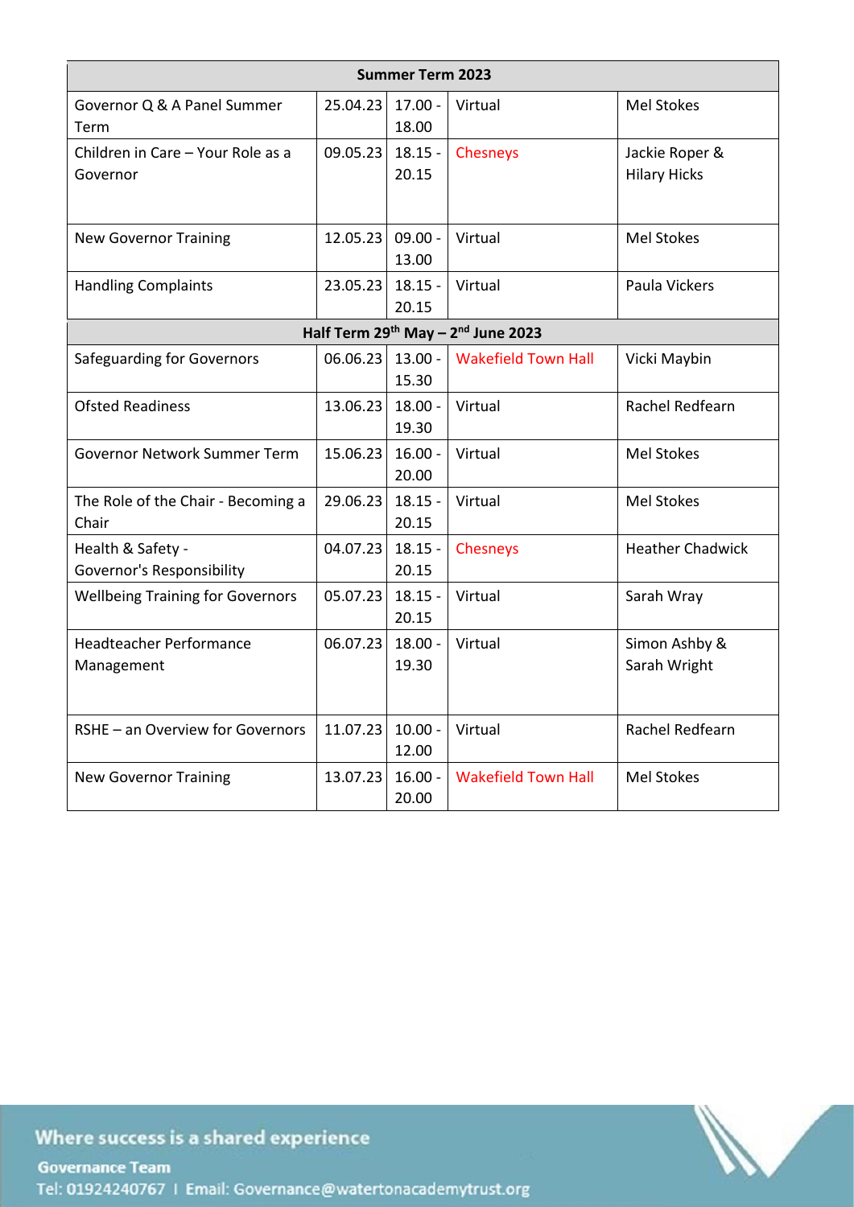| | | | | |
|---|---|---|---|---|
| **Summer Term 2023** | | | | |
| Governor Q & A Panel Summer Term | 25.04.23 | 17.00 - 18.00 | Virtual | Mel Stokes |
| Children in Care – Your Role as a Governor | 09.05.23 | 18.15 - 20.15 | Chesneys | Jackie Roper & Hilary Hicks |
| New Governor Training | 12.05.23 | 09.00 - 13.00 | Virtual | Mel Stokes |
| Handling Complaints | 23.05.23 | 18.15 - 20.15 | Virtual | Paula Vickers |
| **Half Term 29th May – 2nd June 2023** | | | | |
| Safeguarding for Governors | 06.06.23 | 13.00 - 15.30 | Wakefield Town Hall | Vicki Maybin |
| Ofsted Readiness | 13.06.23 | 18.00 - 19.30 | Virtual | Rachel Redfearn |
| Governor Network Summer Term | 15.06.23 | 16.00 - 20.00 | Virtual | Mel Stokes |
| The Role of the Chair - Becoming a Chair | 29.06.23 | 18.15 - 20.15 | Virtual | Mel Stokes |
| Health & Safety - Governor's Responsibility | 04.07.23 | 18.15 - 20.15 | Chesneys | Heather Chadwick |
| Wellbeing Training for Governors | 05.07.23 | 18.15 - 20.15 | Virtual | Sarah Wray |
| Headteacher Performance Management | 06.07.23 | 18.00 - 19.30 | Virtual | Simon Ashby & Sarah Wright |
| RSHE – an Overview for Governors | 11.07.23 | 10.00 - 12.00 | Virtual | Rachel Redfearn |
| New Governor Training | 13.07.23 | 16.00 - 20.00 | Wakefield Town Hall | Mel Stokes |

Where success is a shared experience

Governance Team

Tel: 01924240767 I Email: Governance@watertonacademytrust.org